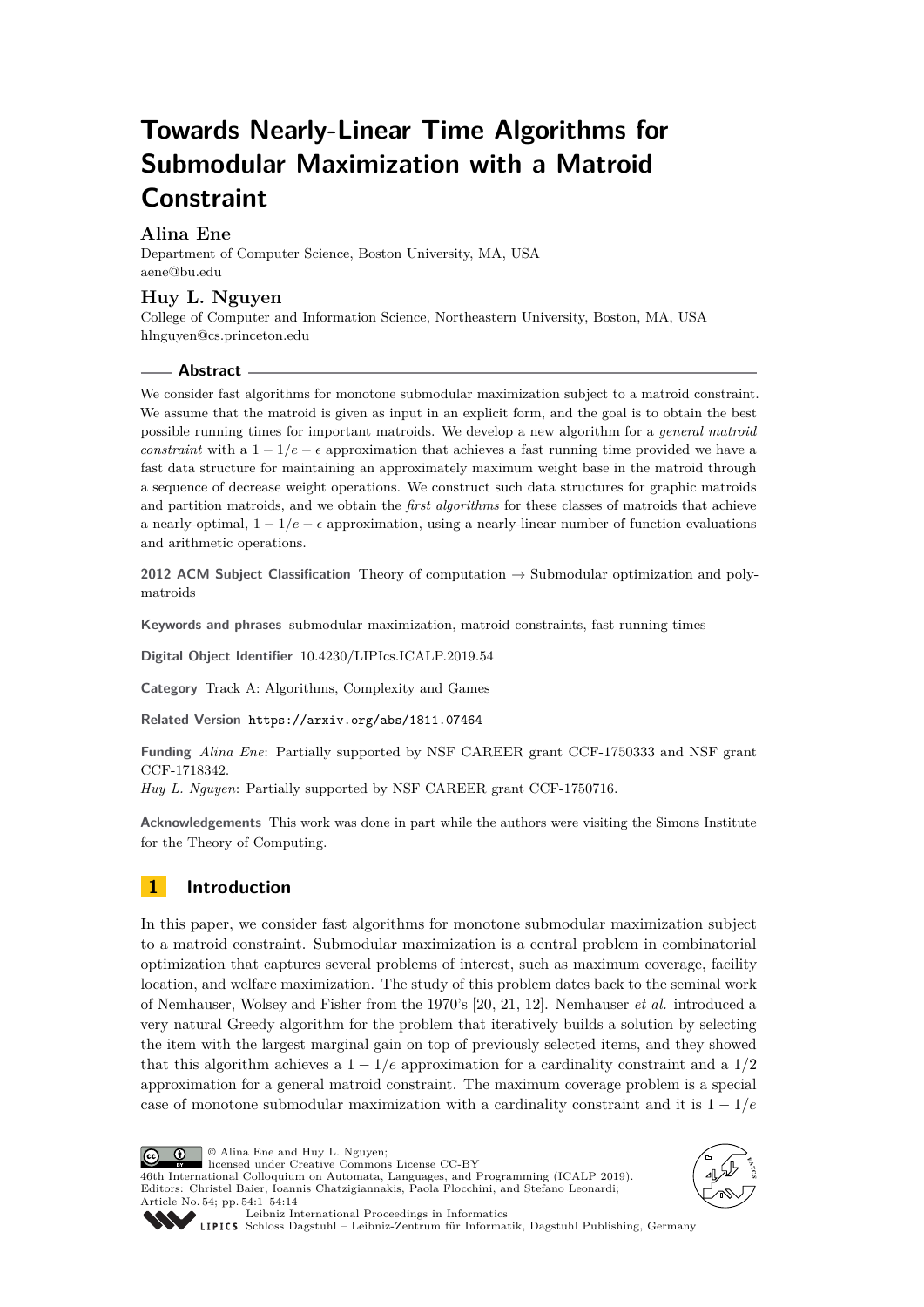# Towards Nearly-Linear Time Algorithms for Submodular Maximization with a Matroid Constraint

**Alina Ene**
Department of Computer Science, Boston University, MA, USA
aene@bu.edu

**Huy L. Nguyen**
College of Computer and Information Science, Northeastern University, Boston, MA, USA
hlnguyen@cs.princeton.edu

## Abstract

We consider fast algorithms for monotone submodular maximization subject to a matroid constraint. We assume that the matroid is given as input in an explicit form, and the goal is to obtain the best possible running times for important matroids. We develop a new algorithm for a *general matroid constraint* with a $1 - 1/e - \epsilon$ approximation that achieves a fast running time provided we have a fast data structure for maintaining an approximately maximum weight base in the matroid through a sequence of decrease weight operations. We construct such data structures for graphic matroids and partition matroids, and we obtain the *first algorithms* for these classes of matroids that achieve a nearly-optimal, $1 - 1/e - \epsilon$ approximation, using a nearly-linear number of function evaluations and arithmetic operations.

**2012 ACM Subject Classification** Theory of computation → Submodular optimization and polymatroids

**Keywords and phrases** submodular maximization, matroid constraints, fast running times

**Digital Object Identifier** 10.4230/LIPIcs.ICALP.2019.54

**Category** Track A: Algorithms, Complexity and Games

**Related Version** https://arxiv.org/abs/1811.07464

**Funding** *Alina Ene*: Partially supported by NSF CAREER grant CCF-1750333 and NSF grant CCF-1718342.
*Huy L. Nguyen*: Partially supported by NSF CAREER grant CCF-1750716.

**Acknowledgements** This work was done in part while the authors were visiting the Simons Institute for the Theory of Computing.

## 1 Introduction

In this paper, we consider fast algorithms for monotone submodular maximization subject to a matroid constraint. Submodular maximization is a central problem in combinatorial optimization that captures several problems of interest, such as maximum coverage, facility location, and welfare maximization. The study of this problem dates back to the seminal work of Nemhauser, Wolsey and Fisher from the 1970's [20, 21, 12]. Nemhauser *et al.* introduced a very natural Greedy algorithm for the problem that iteratively builds a solution by selecting the item with the largest marginal gain on top of previously selected items, and they showed that this algorithm achieves a $1 - 1/e$ approximation for a cardinality constraint and a $1/2$ approximation for a general matroid constraint. The maximum coverage problem is a special case of monotone submodular maximization with a cardinality constraint and it is $1 - 1/e$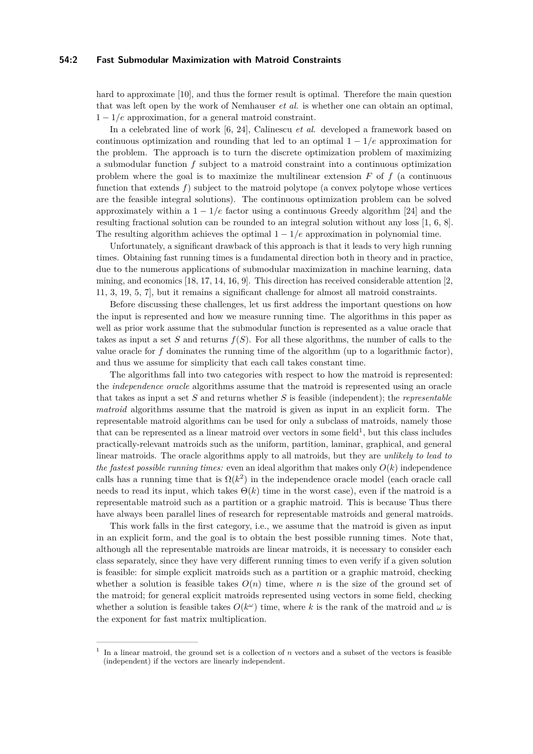hard to approximate [10], and thus the former result is optimal. Therefore the main question that was left open by the work of Nemhauser *et al.* is whether one can obtain an optimal, $1 - 1/e$ approximation, for a general matroid constraint.

In a celebrated line of work [6, 24], Calinescu *et al.* developed a framework based on continuous optimization and rounding that led to an optimal $1 - 1/e$ approximation for the problem. The approach is to turn the discrete optimization problem of maximizing a submodular function $f$ subject to a matroid constraint into a continuous optimization problem where the goal is to maximize the multilinear extension $F$ of $f$ (a continuous function that extends $f$) subject to the matroid polytope (a convex polytope whose vertices are the feasible integral solutions). The continuous optimization problem can be solved approximately within a $1 - 1/e$ factor using a continuous Greedy algorithm [24] and the resulting fractional solution can be rounded to an integral solution without any loss [1, 6, 8]. The resulting algorithm achieves the optimal $1 - 1/e$ approximation in polynomial time.

Unfortunately, a significant drawback of this approach is that it leads to very high running times. Obtaining fast running times is a fundamental direction both in theory and in practice, due to the numerous applications of submodular maximization in machine learning, data mining, and economics [18, 17, 14, 16, 9]. This direction has received considerable attention [2, 11, 3, 19, 5, 7], but it remains a significant challenge for almost all matroid constraints.

Before discussing these challenges, let us first address the important questions on how the input is represented and how we measure running time. The algorithms in this paper as well as prior work assume that the submodular function is represented as a value oracle that takes as input a set $S$ and returns $f(S)$. For all these algorithms, the number of calls to the value oracle for $f$ dominates the running time of the algorithm (up to a logarithmic factor), and thus we assume for simplicity that each call takes constant time.

The algorithms fall into two categories with respect to how the matroid is represented: the *independence oracle* algorithms assume that the matroid is represented using an oracle that takes as input a set $S$ and returns whether $S$ is feasible (independent); the *representable matroid* algorithms assume that the matroid is given as input in an explicit form. The representable matroid algorithms can be used for only a subclass of matroids, namely those that can be represented as a linear matroid over vectors in some field[1], but this class includes practically-relevant matroids such as the uniform, partition, laminar, graphical, and general linear matroids. The oracle algorithms apply to all matroids, but they are *unlikely to lead to the fastest possible running times:* even an ideal algorithm that makes only $O(k)$ independence calls has a running time that is $\Omega(k^2)$ in the independence oracle model (each oracle call needs to read its input, which takes $\Theta(k)$ time in the worst case), even if the matroid is a representable matroid such as a partition or a graphic matroid. This is because Thus there have always been parallel lines of research for representable matroids and general matroids.

This work falls in the first category, i.e., we assume that the matroid is given as input in an explicit form, and the goal is to obtain the best possible running times. Note that, although all the representable matroids are linear matroids, it is necessary to consider each class separately, since they have very different running times to even verify if a given solution is feasible: for simple explicit matroids such as a partition or a graphic matroid, checking whether a solution is feasible takes $O(n)$ time, where $n$ is the size of the ground set of the matroid; for general explicit matroids represented using vectors in some field, checking whether a solution is feasible takes $O(k^\omega)$ time, where $k$ is the rank of the matroid and $\omega$ is the exponent for fast matrix multiplication.

---

[1] In a linear matroid, the ground set is a collection of $n$ vectors and a subset of the vectors is feasible (independent) if the vectors are linearly independent.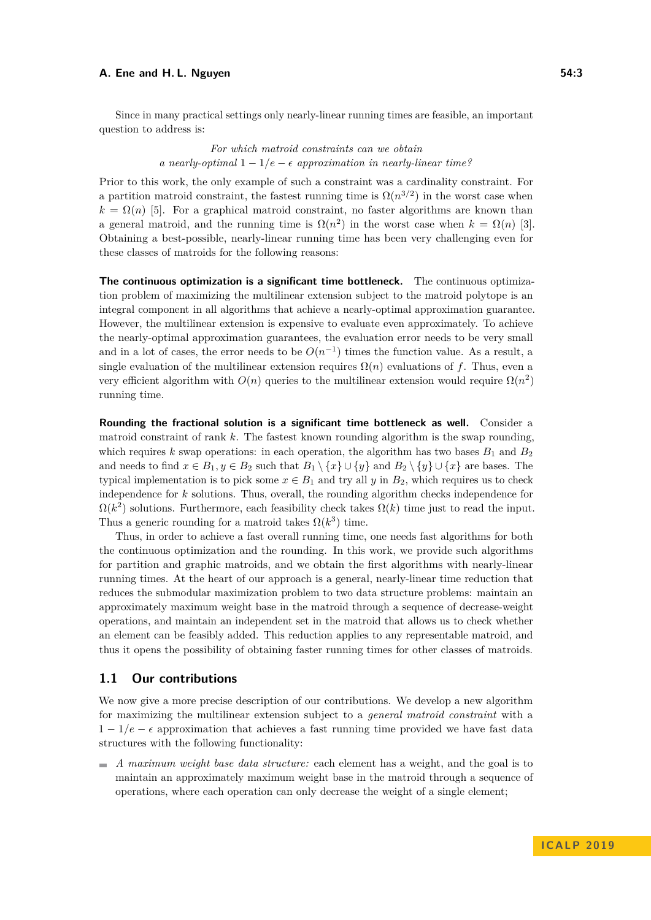Since in many practical settings only nearly-linear running times are feasible, an important question to address is:

*For which matroid constraints can we obtain*
*a nearly-optimal $1 - 1/e - \epsilon$ approximation in nearly-linear time?*

Prior to this work, the only example of such a constraint was a cardinality constraint. For a partition matroid constraint, the fastest running time is $\Omega(n^{3/2})$ in the worst case when $k = \Omega(n)$ [5]. For a graphical matroid constraint, no faster algorithms are known than a general matroid, and the running time is $\Omega(n^2)$ in the worst case when $k = \Omega(n)$ [3]. Obtaining a best-possible, nearly-linear running time has been very challenging even for these classes of matroids for the following reasons:

**The continuous optimization is a significant time bottleneck.** The continuous optimization problem of maximizing the multilinear extension subject to the matroid polytope is an integral component in all algorithms that achieve a nearly-optimal approximation guarantee. However, the multilinear extension is expensive to evaluate even approximately. To achieve the nearly-optimal approximation guarantees, the evaluation error needs to be very small and in a lot of cases, the error needs to be $O(n^{-1})$ times the function value. As a result, a single evaluation of the multilinear extension requires $\Omega(n)$ evaluations of $f$. Thus, even a very efficient algorithm with $O(n)$ queries to the multilinear extension would require $\Omega(n^2)$ running time.

**Rounding the fractional solution is a significant time bottleneck as well.** Consider a matroid constraint of rank $k$. The fastest known rounding algorithm is the swap rounding, which requires $k$ swap operations: in each operation, the algorithm has two bases $B_1$ and $B_2$ and needs to find $x \in B_1, y \in B_2$ such that $B_1 \setminus \{x\} \cup \{y\}$ and $B_2 \setminus \{y\} \cup \{x\}$ are bases. The typical implementation is to pick some $x \in B_1$ and try all $y$ in $B_2$, which requires us to check independence for $k$ solutions. Thus, overall, the rounding algorithm checks independence for $\Omega(k^2)$ solutions. Furthermore, each feasibility check takes $\Omega(k)$ time just to read the input. Thus a generic rounding for a matroid takes $\Omega(k^3)$ time.

Thus, in order to achieve a fast overall running time, one needs fast algorithms for both the continuous optimization and the rounding. In this work, we provide such algorithms for partition and graphic matroids, and we obtain the first algorithms with nearly-linear running times. At the heart of our approach is a general, nearly-linear time reduction that reduces the submodular maximization problem to two data structure problems: maintain an approximately maximum weight base in the matroid through a sequence of decrease-weight operations, and maintain an independent set in the matroid that allows us to check whether an element can be feasibly added. This reduction applies to any representable matroid, and thus it opens the possibility of obtaining faster running times for other classes of matroids.

## 1.1 Our contributions

We now give a more precise description of our contributions. We develop a new algorithm for maximizing the multilinear extension subject to a *general matroid constraint* with a $1 - 1/e - \epsilon$ approximation that achieves a fast running time provided we have fast data structures with the following functionality:

- *A maximum weight base data structure:* each element has a weight, and the goal is to maintain an approximately maximum weight base in the matroid through a sequence of operations, where each operation can only decrease the weight of a single element;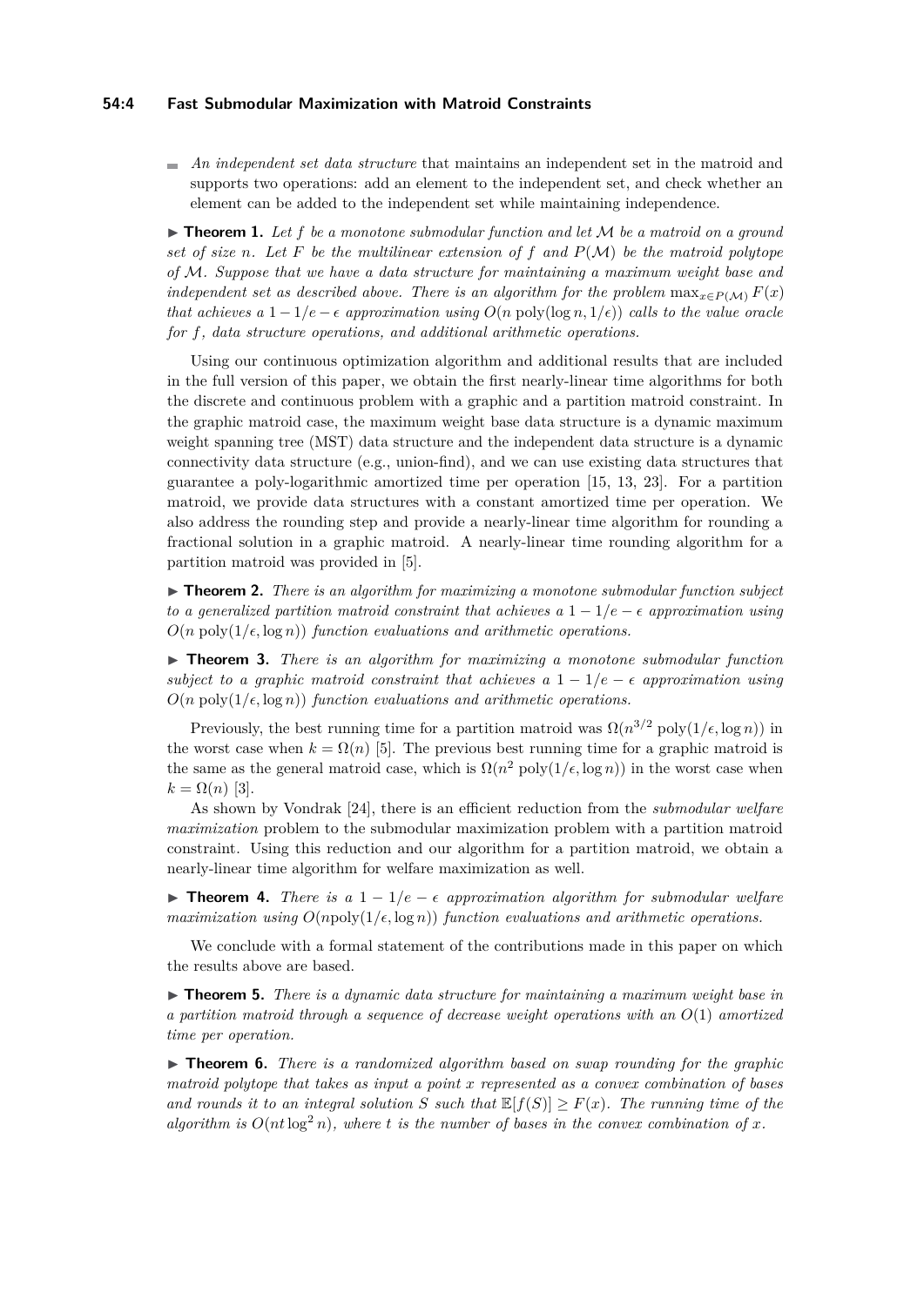- *An independent set data structure* that maintains an independent set in the matroid and supports two operations: add an element to the independent set, and check whether an element can be added to the independent set while maintaining independence.

▶ **Theorem 1.** *Let $f$ be a monotone submodular function and let $\mathcal{M}$ be a matroid on a ground set of size $n$. Let $F$ be the multilinear extension of $f$ and $P(\mathcal{M})$ be the matroid polytope of $\mathcal{M}$. Suppose that we have a data structure for maintaining a maximum weight base and independent set as described above. There is an algorithm for the problem $\max_{x \in P(\mathcal{M})} F(x)$ that achieves a $1 - 1/e - \epsilon$ approximation using $O(n \operatorname{poly}(\log n, 1/\epsilon))$ calls to the value oracle for $f$, data structure operations, and additional arithmetic operations.*

Using our continuous optimization algorithm and additional results that are included in the full version of this paper, we obtain the first nearly-linear time algorithms for both the discrete and continuous problem with a graphic and a partition matroid constraint. In the graphic matroid case, the maximum weight base data structure is a dynamic maximum weight spanning tree (MST) data structure and the independent data structure is a dynamic connectivity data structure (e.g., union-find), and we can use existing data structures that guarantee a poly-logarithmic amortized time per operation [15, 13, 23]. For a partition matroid, we provide data structures with a constant amortized time per operation. We also address the rounding step and provide a nearly-linear time algorithm for rounding a fractional solution in a graphic matroid. A nearly-linear time rounding algorithm for a partition matroid was provided in [5].

▶ **Theorem 2.** *There is an algorithm for maximizing a monotone submodular function subject to a generalized partition matroid constraint that achieves a $1 - 1/e - \epsilon$ approximation using $O(n \operatorname{poly}(1/\epsilon, \log n))$ function evaluations and arithmetic operations.*

▶ **Theorem 3.** *There is an algorithm for maximizing a monotone submodular function subject to a graphic matroid constraint that achieves a $1 - 1/e - \epsilon$ approximation using $O(n \operatorname{poly}(1/\epsilon, \log n))$ function evaluations and arithmetic operations.*

Previously, the best running time for a partition matroid was $\Omega(n^{3/2} \operatorname{poly}(1/\epsilon, \log n))$ in the worst case when $k = \Omega(n)$ [5]. The previous best running time for a graphic matroid is the same as the general matroid case, which is $\Omega(n^2 \operatorname{poly}(1/\epsilon, \log n))$ in the worst case when $k = \Omega(n)$ [3].

As shown by Vondrak [24], there is an efficient reduction from the *submodular welfare maximization* problem to the submodular maximization problem with a partition matroid constraint. Using this reduction and our algorithm for a partition matroid, we obtain a nearly-linear time algorithm for welfare maximization as well.

▶ **Theorem 4.** *There is a $1 - 1/e - \epsilon$ approximation algorithm for submodular welfare maximization using $O(n\operatorname{poly}(1/\epsilon, \log n))$ function evaluations and arithmetic operations.*

We conclude with a formal statement of the contributions made in this paper on which the results above are based.

▶ **Theorem 5.** *There is a dynamic data structure for maintaining a maximum weight base in a partition matroid through a sequence of decrease weight operations with an $O(1)$ amortized time per operation.*

▶ **Theorem 6.** *There is a randomized algorithm based on swap rounding for the graphic matroid polytope that takes as input a point $x$ represented as a convex combination of bases and rounds it to an integral solution $S$ such that $\mathbb{E}[f(S)] \geq F(x)$. The running time of the algorithm is $O(nt \log^2 n)$, where $t$ is the number of bases in the convex combination of $x$.*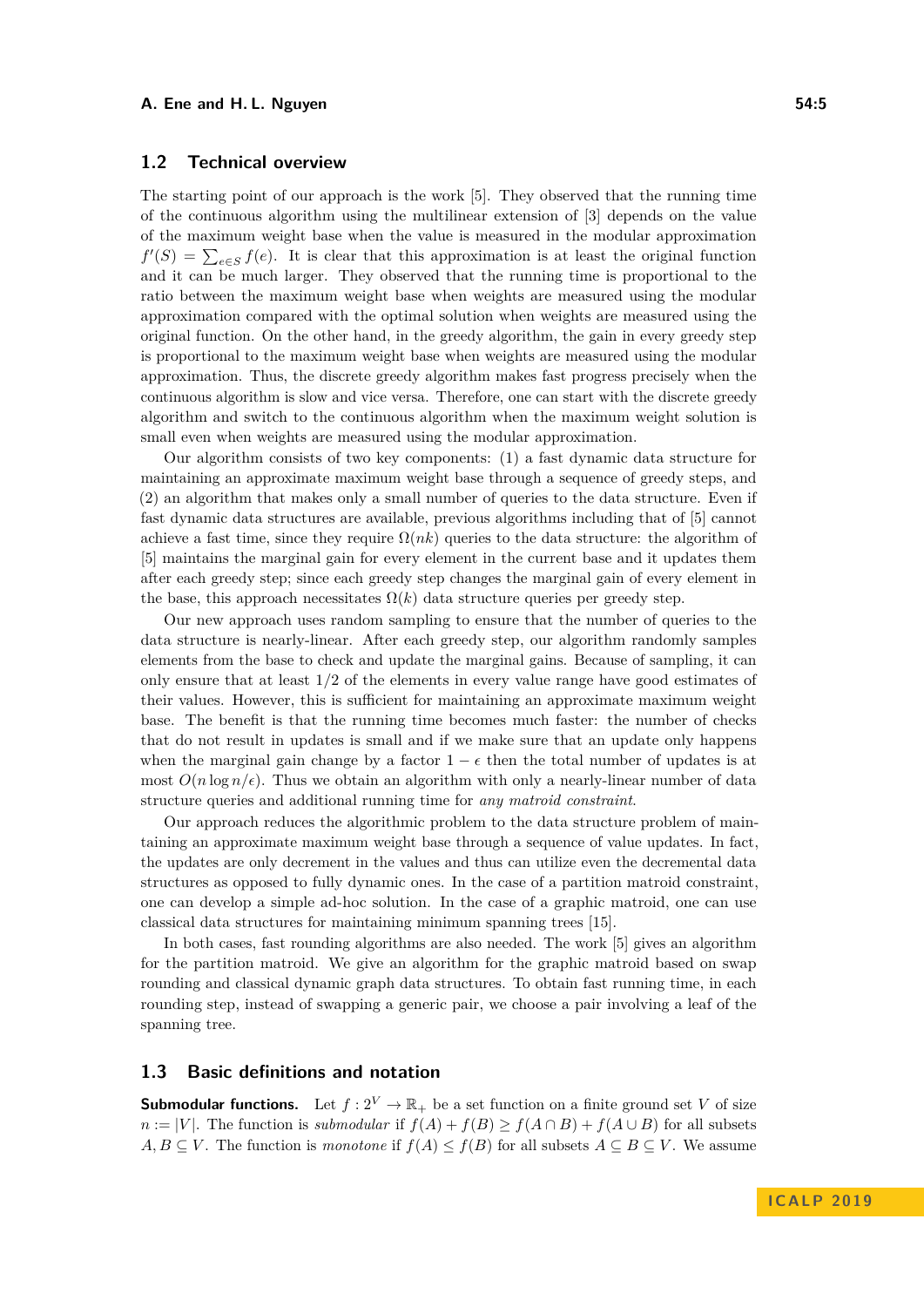## 1.2 Technical overview

The starting point of our approach is the work [5]. They observed that the running time of the continuous algorithm using the multilinear extension of [3] depends on the value of the maximum weight base when the value is measured in the modular approximation $f'(S) = \sum_{e \in S} f(e)$. It is clear that this approximation is at least the original function and it can be much larger. They observed that the running time is proportional to the ratio between the maximum weight base when weights are measured using the modular approximation compared with the optimal solution when weights are measured using the original function. On the other hand, in the greedy algorithm, the gain in every greedy step is proportional to the maximum weight base when weights are measured using the modular approximation. Thus, the discrete greedy algorithm makes fast progress precisely when the continuous algorithm is slow and vice versa. Therefore, one can start with the discrete greedy algorithm and switch to the continuous algorithm when the maximum weight solution is small even when weights are measured using the modular approximation.

Our algorithm consists of two key components: (1) a fast dynamic data structure for maintaining an approximate maximum weight base through a sequence of greedy steps, and (2) an algorithm that makes only a small number of queries to the data structure. Even if fast dynamic data structures are available, previous algorithms including that of [5] cannot achieve a fast time, since they require $\Omega(nk)$ queries to the data structure: the algorithm of [5] maintains the marginal gain for every element in the current base and it updates them after each greedy step; since each greedy step changes the marginal gain of every element in the base, this approach necessitates $\Omega(k)$ data structure queries per greedy step.

Our new approach uses random sampling to ensure that the number of queries to the data structure is nearly-linear. After each greedy step, our algorithm randomly samples elements from the base to check and update the marginal gains. Because of sampling, it can only ensure that at least 1/2 of the elements in every value range have good estimates of their values. However, this is sufficient for maintaining an approximate maximum weight base. The benefit is that the running time becomes much faster: the number of checks that do not result in updates is small and if we make sure that an update only happens when the marginal gain change by a factor $1 - \epsilon$ then the total number of updates is at most $O(n \log n/\epsilon)$. Thus we obtain an algorithm with only a nearly-linear number of data structure queries and additional running time for *any matroid constraint*.

Our approach reduces the algorithmic problem to the data structure problem of maintaining an approximate maximum weight base through a sequence of value updates. In fact, the updates are only decrement in the values and thus can utilize even the decremental data structures as opposed to fully dynamic ones. In the case of a partition matroid constraint, one can develop a simple ad-hoc solution. In the case of a graphic matroid, one can use classical data structures for maintaining minimum spanning trees [15].

In both cases, fast rounding algorithms are also needed. The work [5] gives an algorithm for the partition matroid. We give an algorithm for the graphic matroid based on swap rounding and classical dynamic graph data structures. To obtain fast running time, in each rounding step, instead of swapping a generic pair, we choose a pair involving a leaf of the spanning tree.

## 1.3 Basic definitions and notation

**Submodular functions.** Let $f : 2^V \to \mathbb{R}_+$ be a set function on a finite ground set $V$ of size $n := |V|$. The function is *submodular* if $f(A) + f(B) \geq f(A \cap B) + f(A \cup B)$ for all subsets $A, B \subseteq V$. The function is *monotone* if $f(A) \leq f(B)$ for all subsets $A \subseteq B \subseteq V$. We assume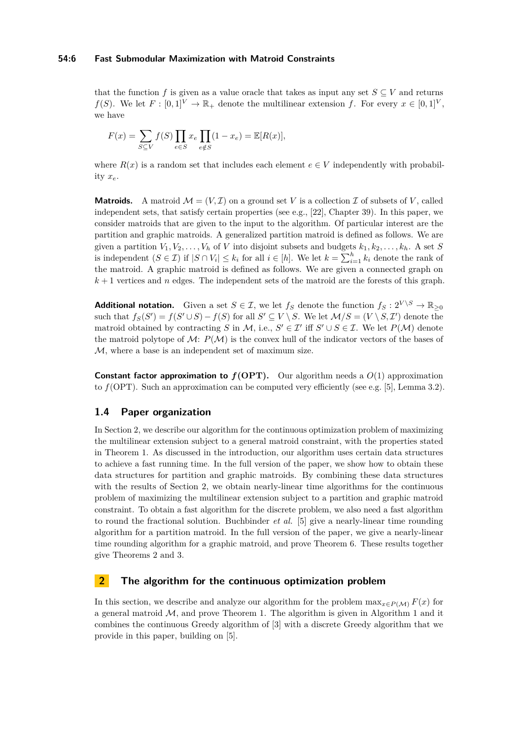that the function $f$ is given as a value oracle that takes as input any set $S \subseteq V$ and returns $f(S)$. We let $F : [0,1]^V \to \mathbb{R}_+$ denote the multilinear extension $f$. For every $x \in [0,1]^V$, we have

$$F(x) = \sum_{S \subseteq V} f(S) \prod_{e \in S} x_e \prod_{e \notin S} (1 - x_e) = \mathbb{E}[R(x)],$$

where $R(x)$ is a random set that includes each element $e \in V$ independently with probability $x_e$.

**Matroids.** A matroid $\mathcal{M} = (V, \mathcal{I})$ on a ground set $V$ is a collection $\mathcal{I}$ of subsets of $V$, called independent sets, that satisfy certain properties (see e.g., [22], Chapter 39). In this paper, we consider matroids that are given to the input to the algorithm. Of particular interest are the partition and graphic matroids. A generalized partition matroid is defined as follows. We are given a partition $V_1, V_2, \dots, V_h$ of $V$ into disjoint subsets and budgets $k_1, k_2, \dots, k_h$. A set $S$ is independent ($S \in \mathcal{I}$) if $|S \cap V_i| \leq k_i$ for all $i \in [h]$. We let $k = \sum_{i=1}^{h} k_i$ denote the rank of the matroid. A graphic matroid is defined as follows. We are given a connected graph on $k+1$ vertices and $n$ edges. The independent sets of the matroid are the forests of this graph.

**Additional notation.** Given a set $S \in \mathcal{I}$, we let $f_S$ denote the function $f_S : 2^{V \setminus S} \to \mathbb{R}_{\geq 0}$ such that $f_S(S') = f(S' \cup S) - f(S)$ for all $S' \subseteq V \setminus S$. We let $\mathcal{M}/S = (V \setminus S, \mathcal{I}')$ denote the matroid obtained by contracting $S$ in $\mathcal{M}$, i.e., $S' \in \mathcal{I}'$ iff $S' \cup S \in \mathcal{I}$. We let $P(\mathcal{M})$ denote the matroid polytope of $\mathcal{M}$: $P(\mathcal{M})$ is the convex hull of the indicator vectors of the bases of $\mathcal{M}$, where a base is an independent set of maximum size.

**Constant factor approximation to $f(\mathrm{OPT})$.** Our algorithm needs a $O(1)$ approximation to $f(\mathrm{OPT})$. Such an approximation can be computed very efficiently (see e.g. [5], Lemma 3.2).

### 1.4 Paper organization

In Section 2, we describe our algorithm for the continuous optimization problem of maximizing the multilinear extension subject to a general matroid constraint, with the properties stated in Theorem 1. As discussed in the introduction, our algorithm uses certain data structures to achieve a fast running time. In the full version of the paper, we show how to obtain these data structures for partition and graphic matroids. By combining these data structures with the results of Section 2, we obtain nearly-linear time algorithms for the continuous problem of maximizing the multilinear extension subject to a partition and graphic matroid constraint. To obtain a fast algorithm for the discrete problem, we also need a fast algorithm to round the fractional solution. Buchbinder *et al.* [5] give a nearly-linear time rounding algorithm for a partition matroid. In the full version of the paper, we give a nearly-linear time rounding algorithm for a graphic matroid, and prove Theorem 6. These results together give Theorems 2 and 3.

## 2 The algorithm for the continuous optimization problem

In this section, we describe and analyze our algorithm for the problem $\max_{x \in P(\mathcal{M})} F(x)$ for a general matroid $\mathcal{M}$, and prove Theorem 1. The algorithm is given in Algorithm 1 and it combines the continuous Greedy algorithm of [3] with a discrete Greedy algorithm that we provide in this paper, building on [5].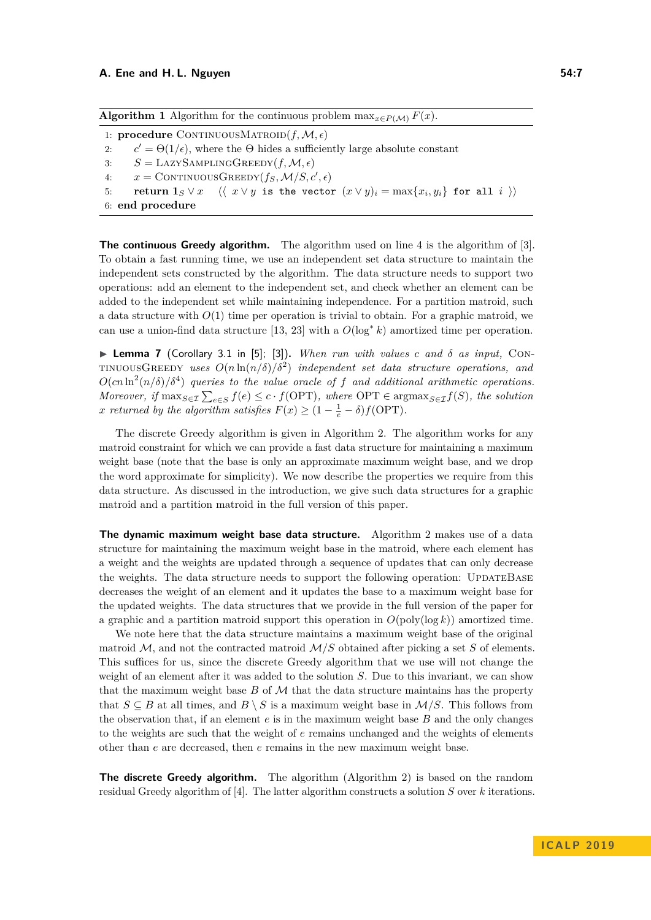**Algorithm 1** Algorithm for the continuous problem $\max_{x \in P(\mathcal{M})} F(x)$.

```
1: procedure ContinuousMatroid(f, M, ε)
2:     c' = Θ(1/ε), where the Θ hides a sufficiently large absolute constant
3:     S = LazySamplingGreedy(f, M, ε)
4:     x = ContinuousGreedy(f_S, M/S, c', ε)
5:     return 1_S ∨ x    ⟨⟨ x ∨ y is the vector (x ∨ y)_i = max{x_i, y_i} for all i ⟩⟩
6: end procedure
```

**The continuous Greedy algorithm.** The algorithm used on line 4 is the algorithm of [3]. To obtain a fast running time, we use an independent set data structure to maintain the independent sets constructed by the algorithm. The data structure needs to support two operations: add an element to the independent set, and check whether an element can be added to the independent set while maintaining independence. For a partition matroid, such a data structure with $O(1)$ time per operation is trivial to obtain. For a graphic matroid, we can use a union-find data structure [13, 23] with a $O(\log^* k)$ amortized time per operation.

▶ **Lemma 7** (Corollary 3.1 in [5]; [3]). *When run with values $c$ and $\delta$ as input,* ContinuousGreedy *uses $O(n \ln(n/\delta)/\delta^2)$ independent set data structure operations, and $O(cn \ln^2(n/\delta)/\delta^4)$ queries to the value oracle of $f$ and additional arithmetic operations. Moreover, if $\max_{S \in \mathcal{I}} \sum_{e \in S} f(e) \leq c \cdot f(\mathrm{OPT})$, where $\mathrm{OPT} \in \mathrm{argmax}_{S \in \mathcal{I}} f(S)$, the solution $x$ returned by the algorithm satisfies $F(x) \geq (1 - \frac{1}{e} - \delta) f(\mathrm{OPT})$.*

The discrete Greedy algorithm is given in Algorithm 2. The algorithm works for any matroid constraint for which we can provide a fast data structure for maintaining a maximum weight base (note that the base is only an approximate maximum weight base, and we drop the word approximate for simplicity). We now describe the properties we require from this data structure. As discussed in the introduction, we give such data structures for a graphic matroid and a partition matroid in the full version of this paper.

**The dynamic maximum weight base data structure.** Algorithm 2 makes use of a data structure for maintaining the maximum weight base in the matroid, where each element has a weight and the weights are updated through a sequence of updates that can only decrease the weights. The data structure needs to support the following operation: UpdateBase decreases the weight of an element and it updates the base to a maximum weight base for the updated weights. The data structures that we provide in the full version of the paper for a graphic and a partition matroid support this operation in $O(\mathrm{poly}(\log k))$ amortized time.

We note here that the data structure maintains a maximum weight base of the original matroid $\mathcal{M}$, and not the contracted matroid $\mathcal{M}/S$ obtained after picking a set $S$ of elements. This suffices for us, since the discrete Greedy algorithm that we use will not change the weight of an element after it was added to the solution $S$. Due to this invariant, we can show that the maximum weight base $B$ of $\mathcal{M}$ that the data structure maintains has the property that $S \subseteq B$ at all times, and $B \setminus S$ is a maximum weight base in $\mathcal{M}/S$. This follows from the observation that, if an element $e$ is in the maximum weight base $B$ and the only changes to the weights are such that the weight of $e$ remains unchanged and the weights of elements other than $e$ are decreased, then $e$ remains in the new maximum weight base.

**The discrete Greedy algorithm.** The algorithm (Algorithm 2) is based on the random residual Greedy algorithm of [4]. The latter algorithm constructs a solution $S$ over $k$ iterations.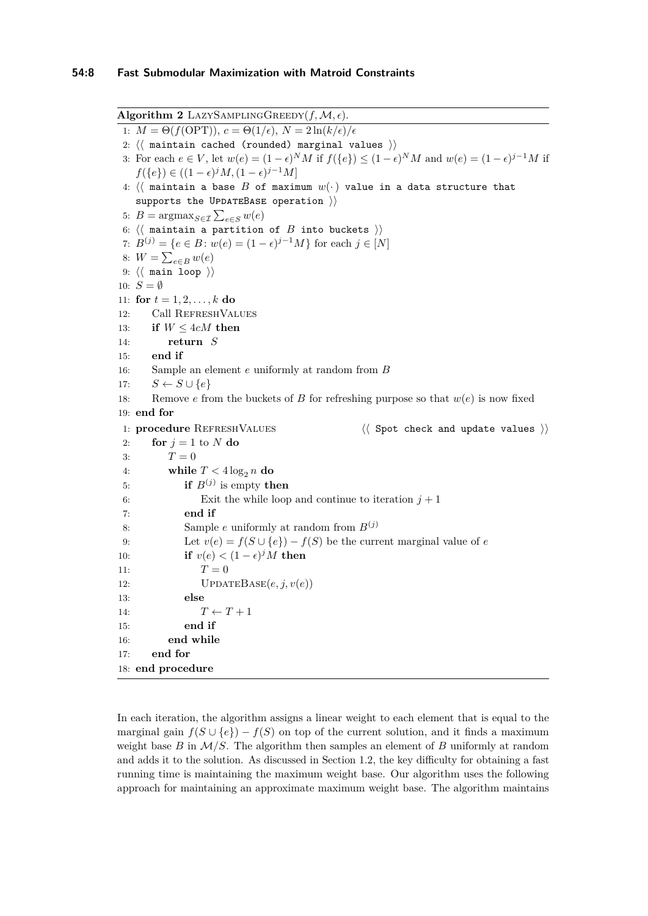**Algorithm 2** LazySamplingGreedy($f, \mathcal{M}, \epsilon$).

```
1: M = Θ(f(OPT)), c = Θ(1/ε), N = 2 ln(k/ε)/ε
2: ⟨⟨ maintain cached (rounded) marginal values ⟩⟩
3: For each e ∈ V, let w(e) = (1 − ε)^N M if f({e}) ≤ (1 − ε)^N M and w(e) = (1 − ε)^{j−1} M if
   f({e}) ∈ ((1 − ε)^j M, (1 − ε)^{j−1} M]
4: ⟨⟨ maintain a base B of maximum w(·) value in a data structure that
   supports the UpdateBase operation ⟩⟩
5: B = argmax_{S∈I} Σ_{e∈S} w(e)
6: ⟨⟨ maintain a partition of B into buckets ⟩⟩
7: B^(j) = {e ∈ B : w(e) = (1 − ε)^{j−1} M} for each j ∈ [N]
8: W = Σ_{e∈B} w(e)
9: ⟨⟨ main loop ⟩⟩
10: S = ∅
11: for t = 1, 2, ..., k do
12:     Call RefreshValues
13:     if W ≤ 4cM then
14:         return S
15:     end if
16:     Sample an element e uniformly at random from B
17:     S ← S ∪ {e}
18:     Remove e from the buckets of B for refreshing purpose so that w(e) is now fixed
19: end for

1: procedure RefreshValues                  ⟨⟨ Spot check and update values ⟩⟩
2:     for j = 1 to N do
3:         T = 0
4:         while T < 4 log_2 n do
5:             if B^(j) is empty then
6:                 Exit the while loop and continue to iteration j + 1
7:             end if
8:             Sample e uniformly at random from B^(j)
9:             Let v(e) = f(S ∪ {e}) − f(S) be the current marginal value of e
10:            if v(e) < (1 − ε)^j M then
11:                T = 0
12:                UpdateBase(e, j, v(e))
13:            else
14:                T ← T + 1
15:            end if
16:        end while
17:    end for
18: end procedure
```

In each iteration, the algorithm assigns a linear weight to each element that is equal to the marginal gain $f(S \cup \{e\}) - f(S)$ on top of the current solution, and it finds a maximum weight base $B$ in $\mathcal{M}/S$. The algorithm then samples an element of $B$ uniformly at random and adds it to the solution. As discussed in Section 1.2, the key difficulty for obtaining a fast running time is maintaining the maximum weight base. Our algorithm uses the following approach for maintaining an approximate maximum weight base. The algorithm maintains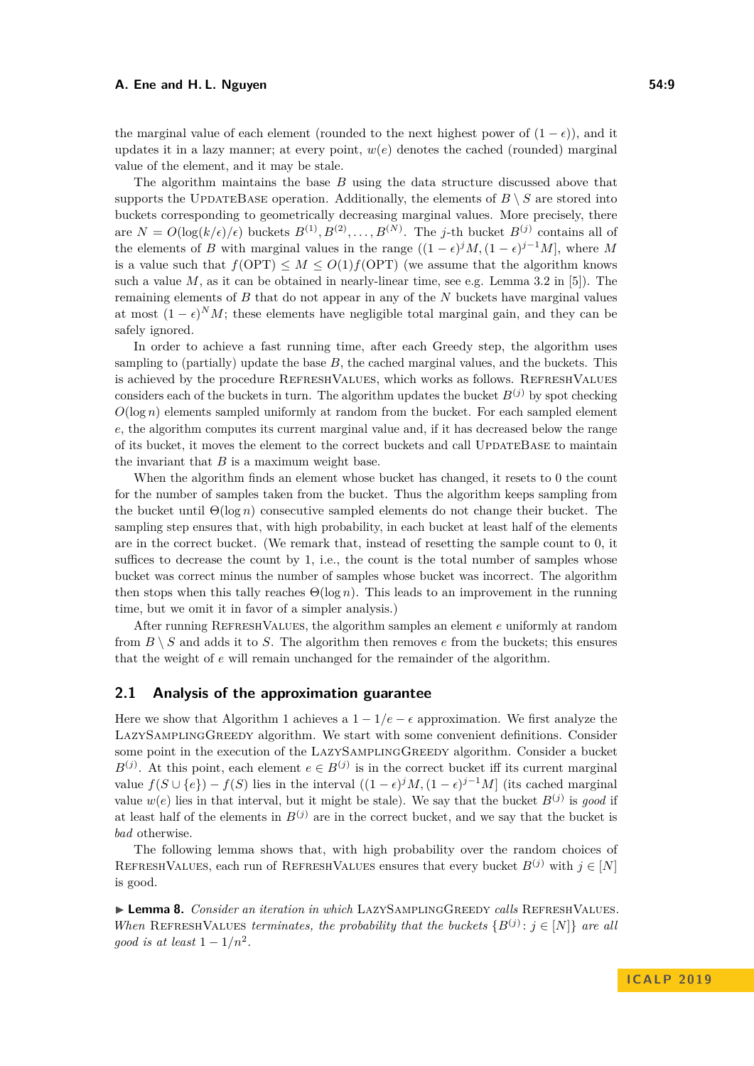the marginal value of each element (rounded to the next highest power of $(1-\epsilon)$), and it updates it in a lazy manner; at every point, $w(e)$ denotes the cached (rounded) marginal value of the element, and it may be stale.

The algorithm maintains the base $B$ using the data structure discussed above that supports the UpdateBase operation. Additionally, the elements of $B \setminus S$ are stored into buckets corresponding to geometrically decreasing marginal values. More precisely, there are $N = O(\log(k/\epsilon)/\epsilon)$ buckets $B^{(1)}, B^{(2)}, \dots, B^{(N)}$. The $j$-th bucket $B^{(j)}$ contains all of the elements of $B$ with marginal values in the range $((1-\epsilon)^j M, (1-\epsilon)^{j-1} M]$, where $M$ is a value such that $f(\mathrm{OPT}) \leq M \leq O(1) f(\mathrm{OPT})$ (we assume that the algorithm knows such a value $M$, as it can be obtained in nearly-linear time, see e.g. Lemma 3.2 in [5]). The remaining elements of $B$ that do not appear in any of the $N$ buckets have marginal values at most $(1-\epsilon)^N M$; these elements have negligible total marginal gain, and they can be safely ignored.

In order to achieve a fast running time, after each Greedy step, the algorithm uses sampling to (partially) update the base $B$, the cached marginal values, and the buckets. This is achieved by the procedure RefreshValues, which works as follows. RefreshValues considers each of the buckets in turn. The algorithm updates the bucket $B^{(j)}$ by spot checking $O(\log n)$ elements sampled uniformly at random from the bucket. For each sampled element $e$, the algorithm computes its current marginal value and, if it has decreased below the range of its bucket, it moves the element to the correct buckets and call UpdateBase to maintain the invariant that $B$ is a maximum weight base.

When the algorithm finds an element whose bucket has changed, it resets to 0 the count for the number of samples taken from the bucket. Thus the algorithm keeps sampling from the bucket until $\Theta(\log n)$ consecutive sampled elements do not change their bucket. The sampling step ensures that, with high probability, in each bucket at least half of the elements are in the correct bucket. (We remark that, instead of resetting the sample count to 0, it suffices to decrease the count by 1, i.e., the count is the total number of samples whose bucket was correct minus the number of samples whose bucket was incorrect. The algorithm then stops when this tally reaches $\Theta(\log n)$. This leads to an improvement in the running time, but we omit it in favor of a simpler analysis.)

After running RefreshValues, the algorithm samples an element $e$ uniformly at random from $B \setminus S$ and adds it to $S$. The algorithm then removes $e$ from the buckets; this ensures that the weight of $e$ will remain unchanged for the remainder of the algorithm.

## 2.1 Analysis of the approximation guarantee

Here we show that Algorithm 1 achieves a $1 - 1/e - \epsilon$ approximation. We first analyze the LazySamplingGreedy algorithm. We start with some convenient definitions. Consider some point in the execution of the LazySamplingGreedy algorithm. Consider a bucket $B^{(j)}$. At this point, each element $e \in B^{(j)}$ is in the correct bucket iff its current marginal value $f(S \cup \{e\}) - f(S)$ lies in the interval $((1-\epsilon)^j M, (1-\epsilon)^{j-1} M]$ (its cached marginal value $w(e)$ lies in that interval, but it might be stale). We say that the bucket $B^{(j)}$ is *good* if at least half of the elements in $B^{(j)}$ are in the correct bucket, and we say that the bucket is *bad* otherwise.

The following lemma shows that, with high probability over the random choices of RefreshValues, each run of RefreshValues ensures that every bucket $B^{(j)}$ with $j \in [N]$ is good.

▶ **Lemma 8.** *Consider an iteration in which* LazySamplingGreedy *calls* RefreshValues*. When* RefreshValues *terminates, the probability that the buckets $\{B^{(j)} : j \in [N]\}$ are all good is at least $1 - 1/n^2$.*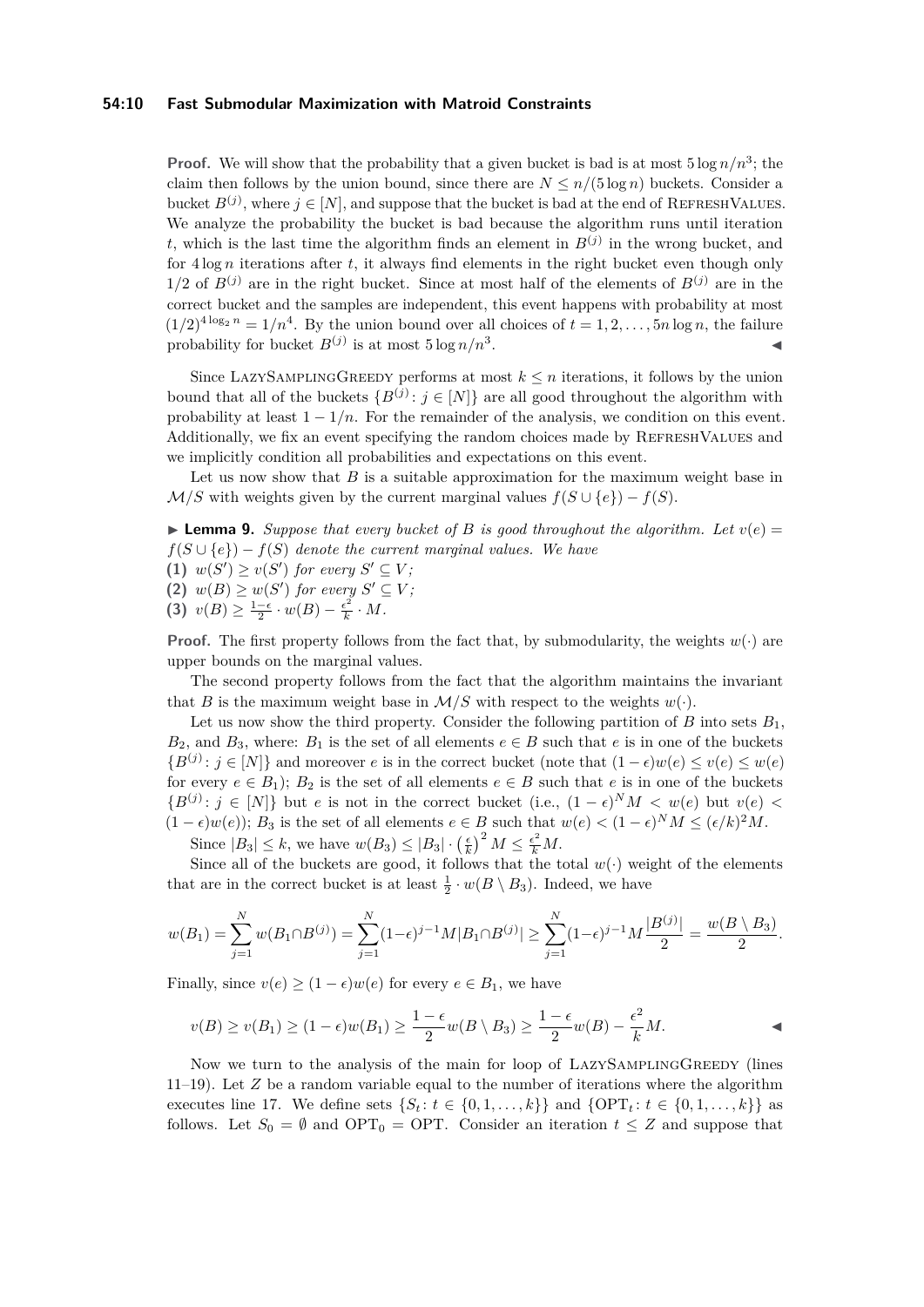**Proof.** We will show that the probability that a given bucket is bad is at most $5 \log n/n^3$; the claim then follows by the union bound, since there are $N \leq n/(5 \log n)$ buckets. Consider a bucket $B^{(j)}$, where $j \in [N]$, and suppose that the bucket is bad at the end of RefreshValues. We analyze the probability the bucket is bad because the algorithm runs until iteration $t$, which is the last time the algorithm finds an element in $B^{(j)}$ in the wrong bucket, and for $4 \log n$ iterations after $t$, it always find elements in the right bucket even though only $1/2$ of $B^{(j)}$ are in the right bucket. Since at most half of the elements of $B^{(j)}$ are in the correct bucket and the samples are independent, this event happens with probability at most $(1/2)^{4 \log_2 n} = 1/n^4$. By the union bound over all choices of $t = 1, 2, \ldots, 5n \log n$, the failure probability for bucket $B^{(j)}$ is at most $5 \log n/n^3$. ◀

Since LazySamplingGreedy performs at most $k \leq n$ iterations, it follows by the union bound that all of the buckets $\{B^{(j)} : j \in [N]\}$ are all good throughout the algorithm with probability at least $1 - 1/n$. For the remainder of the analysis, we condition on this event. Additionally, we fix an event specifying the random choices made by RefreshValues and we implicitly condition all probabilities and expectations on this event.

Let us now show that $B$ is a suitable approximation for the maximum weight base in $\mathcal{M}/S$ with weights given by the current marginal values $f(S \cup \{e\}) - f(S)$.

▶ **Lemma 9.** *Suppose that every bucket of $B$ is good throughout the algorithm. Let $v(e) = f(S \cup \{e\}) - f(S)$ denote the current marginal values. We have*

**(1)** $w(S') \geq v(S')$ *for every* $S' \subseteq V$*;*

**(2)** $w(B) \geq w(S')$ *for every* $S' \subseteq V$*;*

**(3)** $v(B) \geq \frac{1-\epsilon}{2} \cdot w(B) - \frac{\epsilon^2}{k} \cdot M$.

**Proof.** The first property follows from the fact that, by submodularity, the weights $w(\cdot)$ are upper bounds on the marginal values.

The second property follows from the fact that the algorithm maintains the invariant that $B$ is the maximum weight base in $\mathcal{M}/S$ with respect to the weights $w(\cdot)$.

Let us now show the third property. Consider the following partition of $B$ into sets $B_1$, $B_2$, and $B_3$, where: $B_1$ is the set of all elements $e \in B$ such that $e$ is in one of the buckets $\{B^{(j)} : j \in [N]\}$ and moreover $e$ is in the correct bucket (note that $(1-\epsilon)w(e) \leq v(e) \leq w(e)$ for every $e \in B_1$); $B_2$ is the set of all elements $e \in B$ such that $e$ is in one of the buckets $\{B^{(j)} : j \in [N]\}$ but $e$ is not in the correct bucket (i.e., $(1-\epsilon)^N M < w(e)$ but $v(e) < (1-\epsilon)w(e)$); $B_3$ is the set of all elements $e \in B$ such that $w(e) < (1-\epsilon)^N M \leq (\epsilon/k)^2 M$.

Since $|B_3| \leq k$, we have $w(B_3) \leq |B_3| \cdot \left(\frac{\epsilon}{k}\right)^2 M \leq \frac{\epsilon^2}{k} M$.

Since all of the buckets are good, it follows that the total $w(\cdot)$ weight of the elements that are in the correct bucket is at least $\frac{1}{2} \cdot w(B \setminus B_3)$. Indeed, we have

$$w(B_1) = \sum_{j=1}^{N} w(B_1 \cap B^{(j)}) = \sum_{j=1}^{N} (1-\epsilon)^{j-1} M |B_1 \cap B^{(j)}| \geq \sum_{j=1}^{N} (1-\epsilon)^{j-1} M \frac{|B^{(j)}|}{2} = \frac{w(B \setminus B_3)}{2}.$$

Finally, since $v(e) \geq (1-\epsilon)w(e)$ for every $e \in B_1$, we have

$$v(B) \geq v(B_1) \geq (1-\epsilon)w(B_1) \geq \frac{1-\epsilon}{2} w(B \setminus B_3) \geq \frac{1-\epsilon}{2} w(B) - \frac{\epsilon^2}{k} M.$$ ◀

Now we turn to the analysis of the main for loop of LazySamplingGreedy (lines 11–19). Let $Z$ be a random variable equal to the number of iterations where the algorithm executes line 17. We define sets $\{S_t : t \in \{0, 1, \ldots, k\}\}$ and $\{\mathrm{OPT}_t : t \in \{0, 1, \ldots, k\}\}$ as follows. Let $S_0 = \emptyset$ and $\mathrm{OPT}_0 = \mathrm{OPT}$. Consider an iteration $t \leq Z$ and suppose that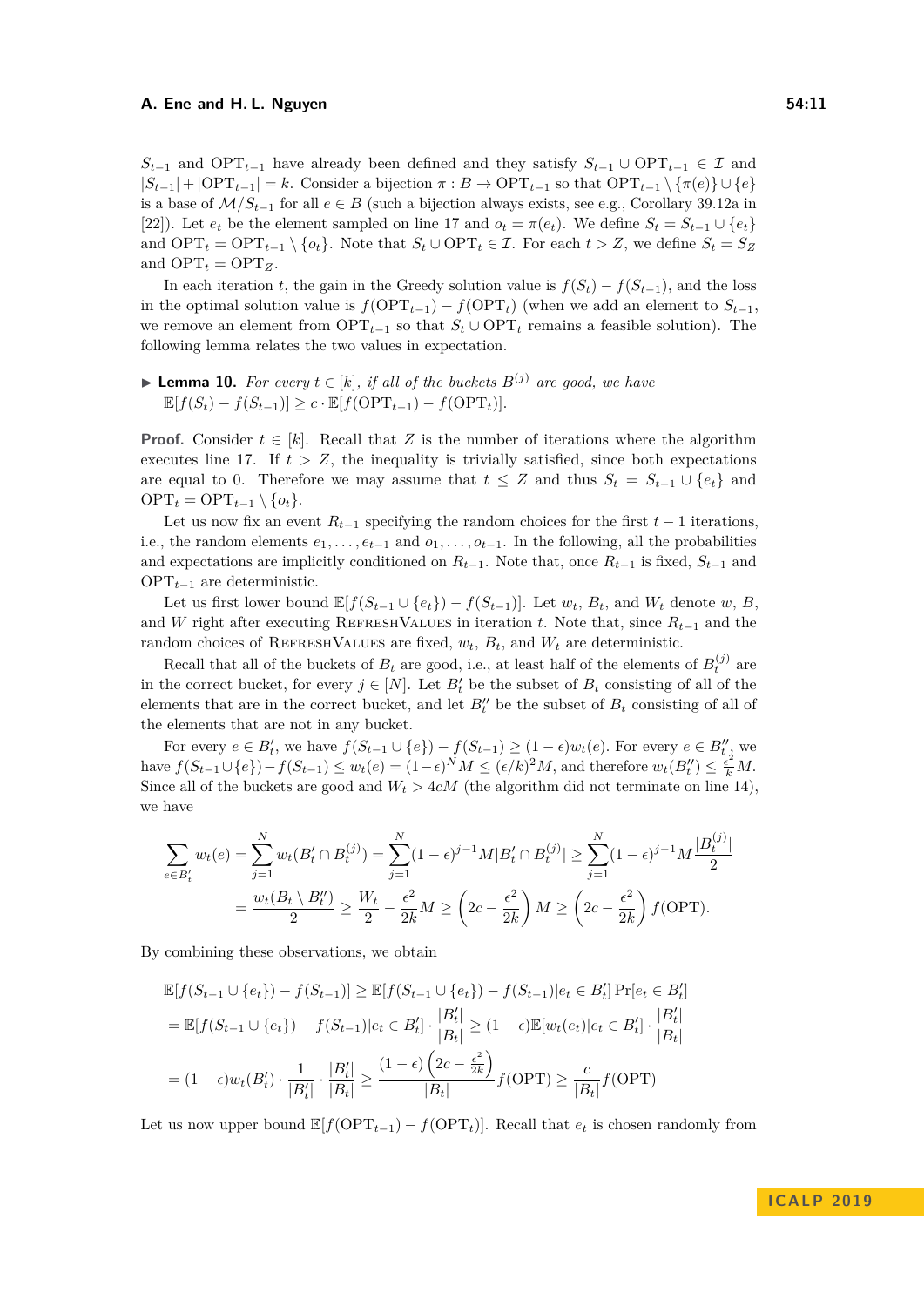$S_{t-1}$ and $\mathrm{OPT}_{t-1}$ have already been defined and they satisfy $S_{t-1} \cup \mathrm{OPT}_{t-1} \in \mathcal{I}$ and $|S_{t-1}| + |\mathrm{OPT}_{t-1}| = k$. Consider a bijection $\pi : B \to \mathrm{OPT}_{t-1}$ so that $\mathrm{OPT}_{t-1} \setminus \{\pi(e)\} \cup \{e\}$ is a base of $\mathcal{M}/S_{t-1}$ for all $e \in B$ (such a bijection always exists, see e.g., Corollary 39.12a in [22]). Let $e_t$ be the element sampled on line 17 and $o_t = \pi(e_t)$. We define $S_t = S_{t-1} \cup \{e_t\}$ and $\mathrm{OPT}_t = \mathrm{OPT}_{t-1} \setminus \{o_t\}$. Note that $S_t \cup \mathrm{OPT}_t \in \mathcal{I}$. For each $t > Z$, we define $S_t = S_Z$ and $\mathrm{OPT}_t = \mathrm{OPT}_Z$.

In each iteration $t$, the gain in the Greedy solution value is $f(S_t) - f(S_{t-1})$, and the loss in the optimal solution value is $f(\mathrm{OPT}_{t-1}) - f(\mathrm{OPT}_t)$ (when we add an element to $S_{t-1}$, we remove an element from $\mathrm{OPT}_{t-1}$ so that $S_t \cup \mathrm{OPT}_t$ remains a feasible solution). The following lemma relates the two values in expectation.

▶ **Lemma 10.** *For every $t \in [k]$, if all of the buckets $B^{(j)}$ are good, we have* $\mathbb{E}[f(S_t) - f(S_{t-1})] \geq c \cdot \mathbb{E}[f(\mathrm{OPT}_{t-1}) - f(\mathrm{OPT}_t)]$.

**Proof.** Consider $t \in [k]$. Recall that $Z$ is the number of iterations where the algorithm executes line 17. If $t > Z$, the inequality is trivially satisfied, since both expectations are equal to 0. Therefore we may assume that $t \leq Z$ and thus $S_t = S_{t-1} \cup \{e_t\}$ and $\mathrm{OPT}_t = \mathrm{OPT}_{t-1} \setminus \{o_t\}$.

Let us now fix an event $R_{t-1}$ specifying the random choices for the first $t-1$ iterations, i.e., the random elements $e_1, \dots, e_{t-1}$ and $o_1, \dots, o_{t-1}$. In the following, all the probabilities and expectations are implicitly conditioned on $R_{t-1}$. Note that, once $R_{t-1}$ is fixed, $S_{t-1}$ and $\mathrm{OPT}_{t-1}$ are deterministic.

Let us first lower bound $\mathbb{E}[f(S_{t-1} \cup \{e_t\}) - f(S_{t-1})]$. Let $w_t$, $B_t$, and $W_t$ denote $w$, $B$, and $W$ right after executing RefreshValues in iteration $t$. Note that, since $R_{t-1}$ and the random choices of RefreshValues are fixed, $w_t$, $B_t$, and $W_t$ are deterministic.

Recall that all of the buckets of $B_t$ are good, i.e., at least half of the elements of $B_t^{(j)}$ are in the correct bucket, for every $j \in [N]$. Let $B'_t$ be the subset of $B_t$ consisting of all of the elements that are in the correct bucket, and let $B''_t$ be the subset of $B_t$ consisting of all of the elements that are not in any bucket.

For every $e \in B'_t$, we have $f(S_{t-1} \cup \{e\}) - f(S_{t-1}) \geq (1-\epsilon) w_t(e)$. For every $e \in B''_t$, we have $f(S_{t-1} \cup \{e\}) - f(S_{t-1}) \leq w_t(e) = (1-\epsilon)^N M \leq (\epsilon/k)^2 M$, and therefore $w_t(B''_t) \leq \frac{\epsilon^2}{k} M$. Since all of the buckets are good and $W_t > 4cM$ (the algorithm did not terminate on line 14), we have

$$\sum_{e \in B'_t} w_t(e) = \sum_{j=1}^{N} w_t(B'_t \cap B_t^{(j)}) = \sum_{j=1}^{N} (1-\epsilon)^{j-1} M |B'_t \cap B_t^{(j)}| \geq \sum_{j=1}^{N} (1-\epsilon)^{j-1} M \frac{|B_t^{(j)}|}{2}$$
$$= \frac{w_t(B_t \setminus B''_t)}{2} \geq \frac{W_t}{2} - \frac{\epsilon^2}{2k} M \geq \left(2c - \frac{\epsilon^2}{2k}\right) M \geq \left(2c - \frac{\epsilon^2}{2k}\right) f(\mathrm{OPT}).$$

By combining these observations, we obtain

$$\begin{aligned}
&\mathbb{E}[f(S_{t-1} \cup \{e_t\}) - f(S_{t-1})] \geq \mathbb{E}[f(S_{t-1} \cup \{e_t\}) - f(S_{t-1}) | e_t \in B'_t] \Pr[e_t \in B'_t] \\
&= \mathbb{E}[f(S_{t-1} \cup \{e_t\}) - f(S_{t-1}) | e_t \in B'_t] \cdot \frac{|B'_t|}{|B_t|} \geq (1-\epsilon) \mathbb{E}[w_t(e_t) | e_t \in B'_t] \cdot \frac{|B'_t|}{|B_t|} \\
&= (1-\epsilon) w_t(B'_t) \cdot \frac{1}{|B'_t|} \cdot \frac{|B'_t|}{|B_t|} \geq \frac{(1-\epsilon)\left(2c - \frac{\epsilon^2}{2k}\right)}{|B_t|} f(\mathrm{OPT}) \geq \frac{c}{|B_t|} f(\mathrm{OPT})
\end{aligned}$$

Let us now upper bound $\mathbb{E}[f(\mathrm{OPT}_{t-1}) - f(\mathrm{OPT}_t)]$. Recall that $e_t$ is chosen randomly from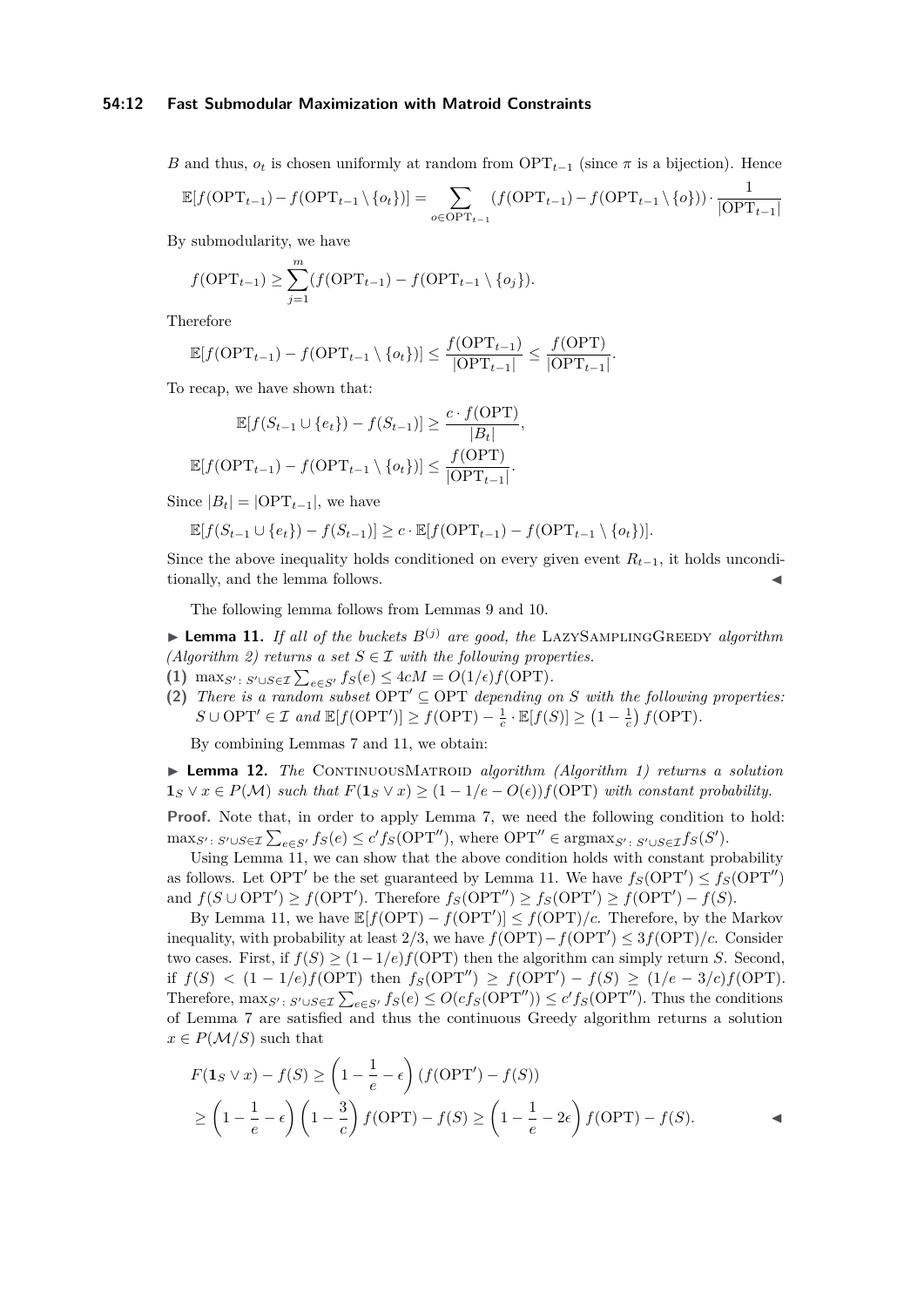$B$ and thus, $o_t$ is chosen uniformly at random from $\mathrm{OPT}_{t-1}$ (since $\pi$ is a bijection). Hence

$$\mathbb{E}[f(\mathrm{OPT}_{t-1}) - f(\mathrm{OPT}_{t-1} \setminus \{o_t\})] = \sum_{o \in \mathrm{OPT}_{t-1}} (f(\mathrm{OPT}_{t-1}) - f(\mathrm{OPT}_{t-1} \setminus \{o\})) \cdot \frac{1}{|\mathrm{OPT}_{t-1}|}$$

By submodularity, we have

$$f(\mathrm{OPT}_{t-1}) \geq \sum_{j=1}^{m} (f(\mathrm{OPT}_{t-1}) - f(\mathrm{OPT}_{t-1} \setminus \{o_j\}).$$

Therefore

$$\mathbb{E}[f(\mathrm{OPT}_{t-1}) - f(\mathrm{OPT}_{t-1} \setminus \{o_t\})] \leq \frac{f(\mathrm{OPT}_{t-1})}{|\mathrm{OPT}_{t-1}|} \leq \frac{f(\mathrm{OPT})}{|\mathrm{OPT}_{t-1}|}.$$

To recap, we have shown that:

$$\mathbb{E}[f(S_{t-1} \cup \{e_t\}) - f(S_{t-1})] \geq \frac{c \cdot f(\mathrm{OPT})}{|B_t|},$$

$$\mathbb{E}[f(\mathrm{OPT}_{t-1}) - f(\mathrm{OPT}_{t-1} \setminus \{o_t\})] \leq \frac{f(\mathrm{OPT})}{|\mathrm{OPT}_{t-1}|}.$$

Since $|B_t| = |\mathrm{OPT}_{t-1}|$, we have

$$\mathbb{E}[f(S_{t-1} \cup \{e_t\}) - f(S_{t-1})] \geq c \cdot \mathbb{E}[f(\mathrm{OPT}_{t-1}) - f(\mathrm{OPT}_{t-1} \setminus \{o_t\})].$$

Since the above inequality holds conditioned on every given event $R_{t-1}$, it holds unconditionally, and the lemma follows. ◀

The following lemma follows from Lemmas 9 and 10.

▶ **Lemma 11.** *If all of the buckets $B^{(j)}$ are good, the* LazySamplingGreedy *algorithm (Algorithm 2) returns a set $S \in \mathcal{I}$ with the following properties.*

**(1)** $\max_{S' \colon S' \cup S \in \mathcal{I}} \sum_{e \in S'} f_S(e) \leq 4cM = O(1/\epsilon) f(\mathrm{OPT})$.

**(2)** *There is a random subset $\mathrm{OPT}' \subseteq \mathrm{OPT}$ depending on $S$ with the following properties: $S \cup \mathrm{OPT}' \in \mathcal{I}$ and $\mathbb{E}[f(\mathrm{OPT}')] \geq f(\mathrm{OPT}) - \frac{1}{c} \cdot \mathbb{E}[f(S)] \geq \left(1 - \frac{1}{c}\right) f(\mathrm{OPT})$.*

By combining Lemmas 7 and 11, we obtain:

▶ **Lemma 12.** *The* ContinuousMatroid *algorithm (Algorithm 1) returns a solution $\mathbf{1}_S \vee x \in P(\mathcal{M})$ such that $F(\mathbf{1}_S \vee x) \geq (1 - 1/e - O(\epsilon)) f(\mathrm{OPT})$ with constant probability.*

**Proof.** Note that, in order to apply Lemma 7, we need the following condition to hold: $\max_{S' \colon S' \cup S \in \mathcal{I}} \sum_{e \in S'} f_S(e) \leq c' f_S(\mathrm{OPT}'')$, where $\mathrm{OPT}'' \in \mathrm{argmax}_{S' \colon S' \cup S \in \mathcal{I}} f_S(S')$.

Using Lemma 11, we can show that the above condition holds with constant probability as follows. Let $\mathrm{OPT}'$ be the set guaranteed by Lemma 11. We have $f_S(\mathrm{OPT}') \leq f_S(\mathrm{OPT}'')$ and $f(S \cup \mathrm{OPT}') \geq f(\mathrm{OPT}')$. Therefore $f_S(\mathrm{OPT}'') \geq f_S(\mathrm{OPT}') \geq f(\mathrm{OPT}') - f(S)$.

By Lemma 11, we have $\mathbb{E}[f(\mathrm{OPT}) - f(\mathrm{OPT}')] \leq f(\mathrm{OPT})/c$. Therefore, by the Markov inequality, with probability at least $2/3$, we have $f(\mathrm{OPT}) - f(\mathrm{OPT}') \leq 3f(\mathrm{OPT})/c$. Consider two cases. First, if $f(S) \geq (1 - 1/e) f(\mathrm{OPT})$ then the algorithm can simply return $S$. Second, if $f(S) < (1 - 1/e) f(\mathrm{OPT})$ then $f_S(\mathrm{OPT}'') \geq f(\mathrm{OPT}') - f(S) \geq (1/e - 3/c) f(\mathrm{OPT})$. Therefore, $\max_{S' \colon S' \cup S \in \mathcal{I}} \sum_{e \in S'} f_S(e) \leq O(c f_S(\mathrm{OPT}'')) \leq c' f_S(\mathrm{OPT}'')$. Thus the conditions of Lemma 7 are satisfied and thus the continuous Greedy algorithm returns a solution $x \in P(\mathcal{M}/S)$ such that

$$F(\mathbf{1}_S \vee x) - f(S) \geq \left(1 - \frac{1}{e} - \epsilon\right) (f(\mathrm{OPT}') - f(S))$$

$$\geq \left(1 - \frac{1}{e} - \epsilon\right) \left(1 - \frac{3}{c}\right) f(\mathrm{OPT}) - f(S) \geq \left(1 - \frac{1}{e} - 2\epsilon\right) f(\mathrm{OPT}) - f(S).$$ ◀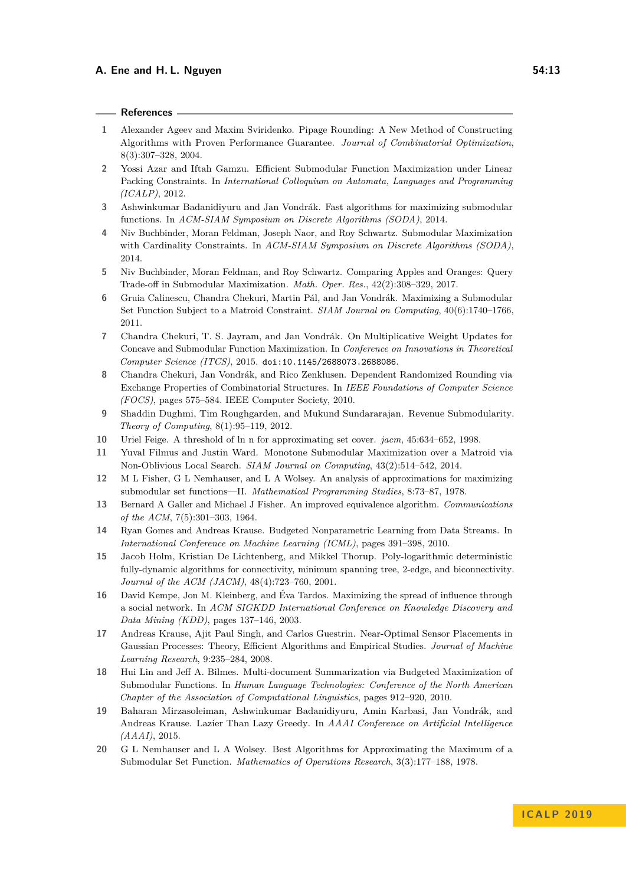## References

1. Alexander Ageev and Maxim Sviridenko. Pipage Rounding: A New Method of Constructing Algorithms with Proven Performance Guarantee. *Journal of Combinatorial Optimization*, 8(3):307–328, 2004.
2. Yossi Azar and Iftah Gamzu. Efficient Submodular Function Maximization under Linear Packing Constraints. In *International Colloquium on Automata, Languages and Programming (ICALP)*, 2012.
3. Ashwinkumar Badanidiyuru and Jan Vondrák. Fast algorithms for maximizing submodular functions. In *ACM-SIAM Symposium on Discrete Algorithms (SODA)*, 2014.
4. Niv Buchbinder, Moran Feldman, Joseph Naor, and Roy Schwartz. Submodular Maximization with Cardinality Constraints. In *ACM-SIAM Symposium on Discrete Algorithms (SODA)*, 2014.
5. Niv Buchbinder, Moran Feldman, and Roy Schwartz. Comparing Apples and Oranges: Query Trade-off in Submodular Maximization. *Math. Oper. Res.*, 42(2):308–329, 2017.
6. Gruia Calinescu, Chandra Chekuri, Martin Pál, and Jan Vondrák. Maximizing a Submodular Set Function Subject to a Matroid Constraint. *SIAM Journal on Computing*, 40(6):1740–1766, 2011.
7. Chandra Chekuri, T. S. Jayram, and Jan Vondrák. On Multiplicative Weight Updates for Concave and Submodular Function Maximization. In *Conference on Innovations in Theoretical Computer Science (ITCS)*, 2015. doi:10.1145/2688073.2688086.
8. Chandra Chekuri, Jan Vondrák, and Rico Zenklusen. Dependent Randomized Rounding via Exchange Properties of Combinatorial Structures. In *IEEE Foundations of Computer Science (FOCS)*, pages 575–584. IEEE Computer Society, 2010.
9. Shaddin Dughmi, Tim Roughgarden, and Mukund Sundararajan. Revenue Submodularity. *Theory of Computing*, 8(1):95–119, 2012.
10. Uriel Feige. A threshold of ln n for approximating set cover. *jacm*, 45:634–652, 1998.
11. Yuval Filmus and Justin Ward. Monotone Submodular Maximization over a Matroid via Non-Oblivious Local Search. *SIAM Journal on Computing*, 43(2):514–542, 2014.
12. M L Fisher, G L Nemhauser, and L A Wolsey. An analysis of approximations for maximizing submodular set functions—II. *Mathematical Programming Studies*, 8:73–87, 1978.
13. Bernard A Galler and Michael J Fisher. An improved equivalence algorithm. *Communications of the ACM*, 7(5):301–303, 1964.
14. Ryan Gomes and Andreas Krause. Budgeted Nonparametric Learning from Data Streams. In *International Conference on Machine Learning (ICML)*, pages 391–398, 2010.
15. Jacob Holm, Kristian De Lichtenberg, and Mikkel Thorup. Poly-logarithmic deterministic fully-dynamic algorithms for connectivity, minimum spanning tree, 2-edge, and biconnectivity. *Journal of the ACM (JACM)*, 48(4):723–760, 2001.
16. David Kempe, Jon M. Kleinberg, and Éva Tardos. Maximizing the spread of influence through a social network. In *ACM SIGKDD International Conference on Knowledge Discovery and Data Mining (KDD)*, pages 137–146, 2003.
17. Andreas Krause, Ajit Paul Singh, and Carlos Guestrin. Near-Optimal Sensor Placements in Gaussian Processes: Theory, Efficient Algorithms and Empirical Studies. *Journal of Machine Learning Research*, 9:235–284, 2008.
18. Hui Lin and Jeff A. Bilmes. Multi-document Summarization via Budgeted Maximization of Submodular Functions. In *Human Language Technologies: Conference of the North American Chapter of the Association of Computational Linguistics*, pages 912–920, 2010.
19. Baharan Mirzasoleiman, Ashwinkumar Badanidiyuru, Amin Karbasi, Jan Vondrák, and Andreas Krause. Lazier Than Lazy Greedy. In *AAAI Conference on Artificial Intelligence (AAAI)*, 2015.
20. G L Nemhauser and L A Wolsey. Best Algorithms for Approximating the Maximum of a Submodular Set Function. *Mathematics of Operations Research*, 3(3):177–188, 1978.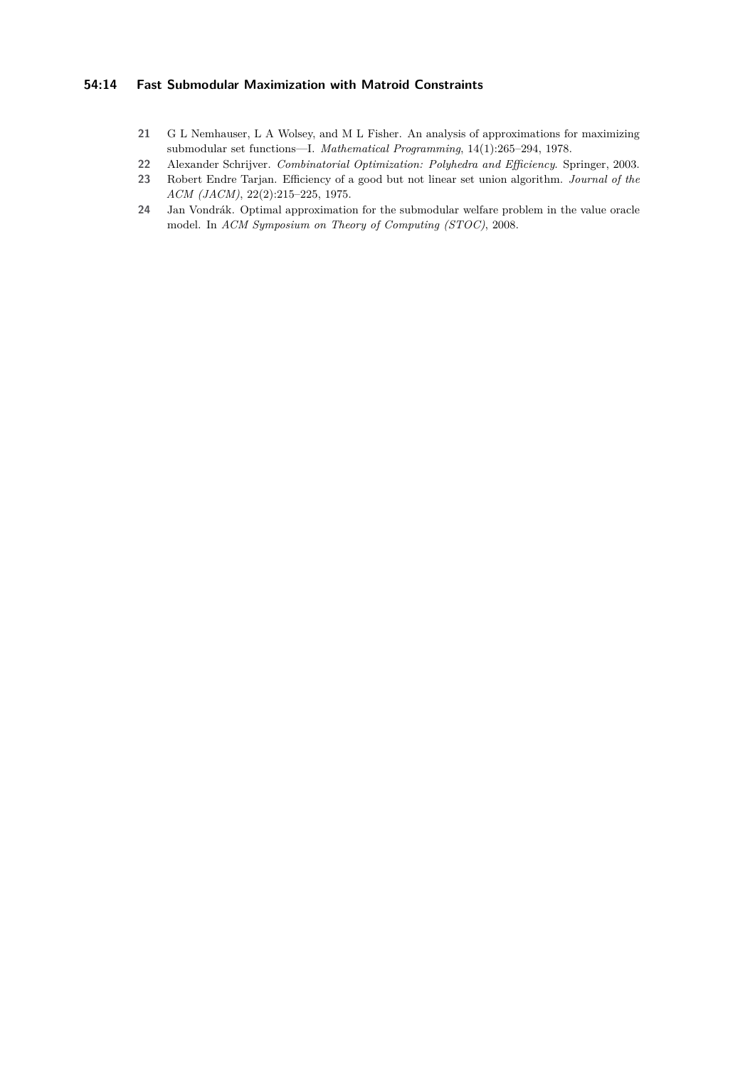21 G L Nemhauser, L A Wolsey, and M L Fisher. An analysis of approximations for maximizing submodular set functions—I. *Mathematical Programming*, 14(1):265–294, 1978.

22 Alexander Schrijver. *Combinatorial Optimization: Polyhedra and Efficiency*. Springer, 2003.

23 Robert Endre Tarjan. Efficiency of a good but not linear set union algorithm. *Journal of the ACM (JACM)*, 22(2):215–225, 1975.

24 Jan Vondrák. Optimal approximation for the submodular welfare problem in the value oracle model. In *ACM Symposium on Theory of Computing (STOC)*, 2008.